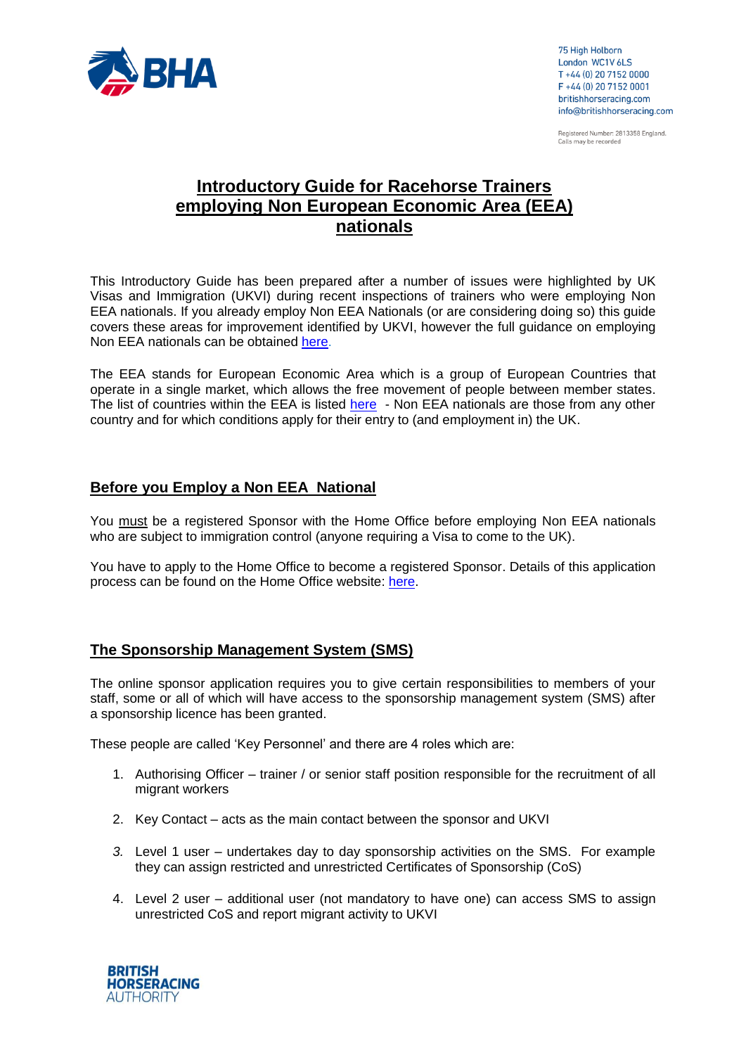75 High Holborn
London WC1V 6LS
T +44 (0) 20 7152 0000
F +44 (0) 20 7152 0001
britishhorseracing.com
info@britishhorseracing.com

Registered Number: 2813358 England.
Calls may be recorded

# Introductory Guide for Racehorse Trainers employing Non European Economic Area (EEA) nationals

This Introductory Guide has been prepared after a number of issues were highlighted by UK Visas and Immigration (UKVI) during recent inspections of trainers who were employing Non EEA nationals. If you already employ Non EEA Nationals (or are considering doing so) this guide covers these areas for improvement identified by UKVI, however the full guidance on employing Non EEA nationals can be obtained here.

The EEA stands for European Economic Area which is a group of European Countries that operate in a single market, which allows the free movement of people between member states. The list of countries within the EEA is listed here - Non EEA nationals are those from any other country and for which conditions apply for their entry to (and employment in) the UK.

## Before you Employ a Non EEA National

You must be a registered Sponsor with the Home Office before employing Non EEA nationals who are subject to immigration control (anyone requiring a Visa to come to the UK).

You have to apply to the Home Office to become a registered Sponsor. Details of this application process can be found on the Home Office website: here.

## The Sponsorship Management System (SMS)

The online sponsor application requires you to give certain responsibilities to members of your staff, some or all of which will have access to the sponsorship management system (SMS) after a sponsorship licence has been granted.

These people are called 'Key Personnel' and there are 4 roles which are:

1. Authorising Officer – trainer / or senior staff position responsible for the recruitment of all migrant workers
2. Key Contact – acts as the main contact between the sponsor and UKVI
3. Level 1 user – undertakes day to day sponsorship activities on the SMS. For example they can assign restricted and unrestricted Certificates of Sponsorship (CoS)
4. Level 2 user – additional user (not mandatory to have one) can access SMS to assign unrestricted CoS and report migrant activity to UKVI

BRITISH HORSERACING AUTHORITY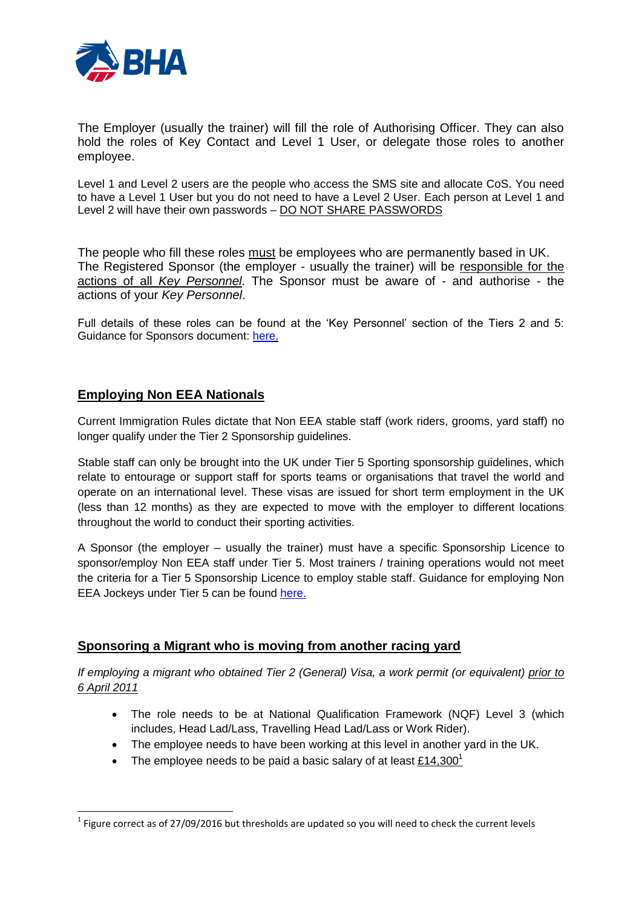The Employer (usually the trainer) will fill the role of Authorising Officer. They can also hold the roles of Key Contact and Level 1 User, or delegate those roles to another employee.

Level 1 and Level 2 users are the people who access the SMS site and allocate CoS. You need to have a Level 1 User but you do not need to have a Level 2 User. Each person at Level 1 and Level 2 will have their own passwords – DO NOT SHARE PASSWORDS

The people who fill these roles must be employees who are permanently based in UK. The Registered Sponsor (the employer - usually the trainer) will be responsible for the actions of all *Key Personnel*. The Sponsor must be aware of - and authorise - the actions of your *Key Personnel*.

Full details of these roles can be found at the 'Key Personnel' section of the Tiers 2 and 5: Guidance for Sponsors document: here.

## Employing Non EEA Nationals

Current Immigration Rules dictate that Non EEA stable staff (work riders, grooms, yard staff) no longer qualify under the Tier 2 Sponsorship guidelines.

Stable staff can only be brought into the UK under Tier 5 Sporting sponsorship guidelines, which relate to entourage or support staff for sports teams or organisations that travel the world and operate on an international level. These visas are issued for short term employment in the UK (less than 12 months) as they are expected to move with the employer to different locations throughout the world to conduct their sporting activities.

A Sponsor (the employer – usually the trainer) must have a specific Sponsorship Licence to sponsor/employ Non EEA staff under Tier 5. Most trainers / training operations would not meet the criteria for a Tier 5 Sponsorship Licence to employ stable staff. Guidance for employing Non EEA Jockeys under Tier 5 can be found here.

## Sponsoring a Migrant who is moving from another racing yard

*If employing a migrant who obtained Tier 2 (General) Visa, a work permit (or equivalent) prior to 6 April 2011*

- The role needs to be at National Qualification Framework (NQF) Level 3 (which includes, Head Lad/Lass, Travelling Head Lad/Lass or Work Rider).
- The employee needs to have been working at this level in another yard in the UK.
- The employee needs to be paid a basic salary of at least £14,300[1]

[1] Figure correct as of 27/09/2016 but thresholds are updated so you will need to check the current levels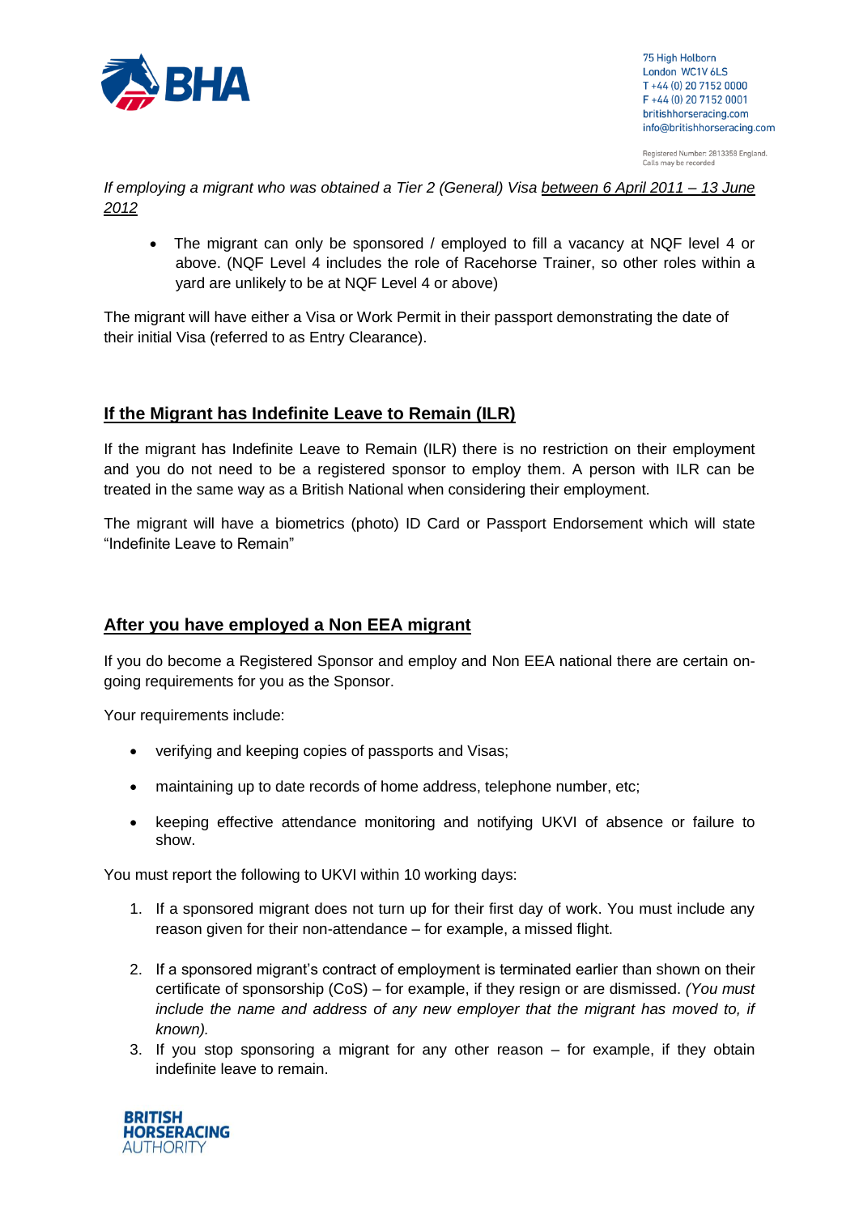*If employing a migrant who was obtained a Tier 2 (General) Visa* *__between 6 April 2011 – 13 June 2012__*

- The migrant can only be sponsored / employed to fill a vacancy at NQF level 4 or above. (NQF Level 4 includes the role of Racehorse Trainer, so other roles within a yard are unlikely to be at NQF Level 4 or above)

The migrant will have either a Visa or Work Permit in their passport demonstrating the date of their initial Visa (referred to as Entry Clearance).

## If the Migrant has Indefinite Leave to Remain (ILR)

If the migrant has Indefinite Leave to Remain (ILR) there is no restriction on their employment and you do not need to be a registered sponsor to employ them. A person with ILR can be treated in the same way as a British National when considering their employment.

The migrant will have a biometrics (photo) ID Card or Passport Endorsement which will state "Indefinite Leave to Remain"

## After you have employed a Non EEA migrant

If you do become a Registered Sponsor and employ and Non EEA national there are certain on-going requirements for you as the Sponsor.

Your requirements include:

- verifying and keeping copies of passports and Visas;
- maintaining up to date records of home address, telephone number, etc;
- keeping effective attendance monitoring and notifying UKVI of absence or failure to show.

You must report the following to UKVI within 10 working days:

1. If a sponsored migrant does not turn up for their first day of work. You must include any reason given for their non-attendance – for example, a missed flight.
2. If a sponsored migrant's contract of employment is terminated earlier than shown on their certificate of sponsorship (CoS) – for example, if they resign or are dismissed. *(You must include the name and address of any new employer that the migrant has moved to, if known).*
3. If you stop sponsoring a migrant for any other reason – for example, if they obtain indefinite leave to remain.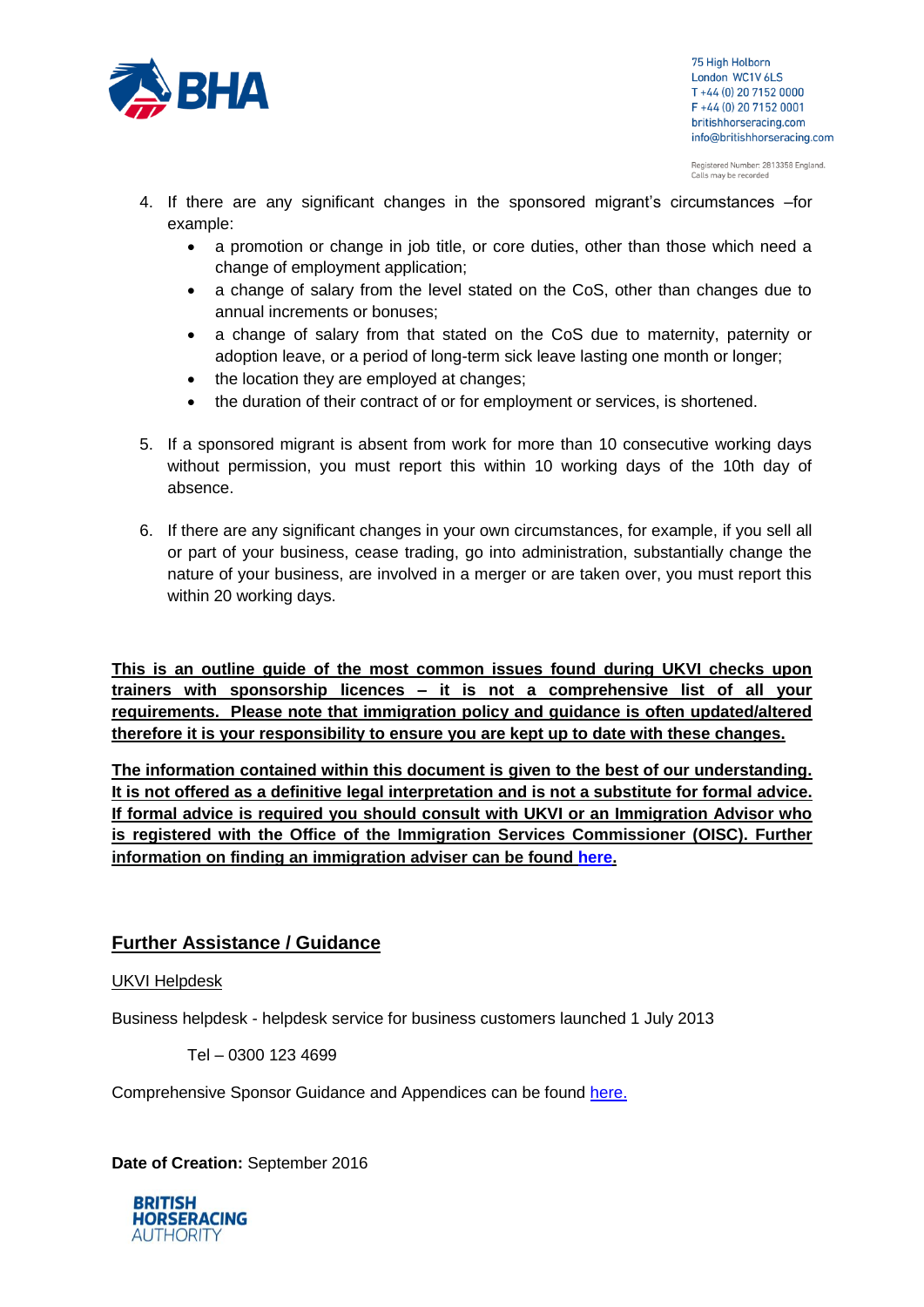4. If there are any significant changes in the sponsored migrant's circumstances –for example:
   - a promotion or change in job title, or core duties, other than those which need a change of employment application;
   - a change of salary from the level stated on the CoS, other than changes due to annual increments or bonuses;
   - a change of salary from that stated on the CoS due to maternity, paternity or adoption leave, or a period of long-term sick leave lasting one month or longer;
   - the location they are employed at changes;
   - the duration of their contract of or for employment or services, is shortened.

5. If a sponsored migrant is absent from work for more than 10 consecutive working days without permission, you must report this within 10 working days of the 10th day of absence.

6. If there are any significant changes in your own circumstances, for example, if you sell all or part of your business, cease trading, go into administration, substantially change the nature of your business, are involved in a merger or are taken over, you must report this within 20 working days.

**This is an outline guide of the most common issues found during UKVI checks upon trainers with sponsorship licences – it is not a comprehensive list of all your requirements. Please note that immigration policy and guidance is often updated/altered therefore it is your responsibility to ensure you are kept up to date with these changes.**

**The information contained within this document is given to the best of our understanding. It is not offered as a definitive legal interpretation and is not a substitute for formal advice. If formal advice is required you should consult with UKVI or an Immigration Advisor who is registered with the Office of the Immigration Services Commissioner (OISC). Further information on finding an immigration adviser can be found here.**

## Further Assistance / Guidance

UKVI Helpdesk

Business helpdesk - helpdesk service for business customers launched 1 July 2013

Tel – 0300 123 4699

Comprehensive Sponsor Guidance and Appendices can be found here.

**Date of Creation:** September 2016